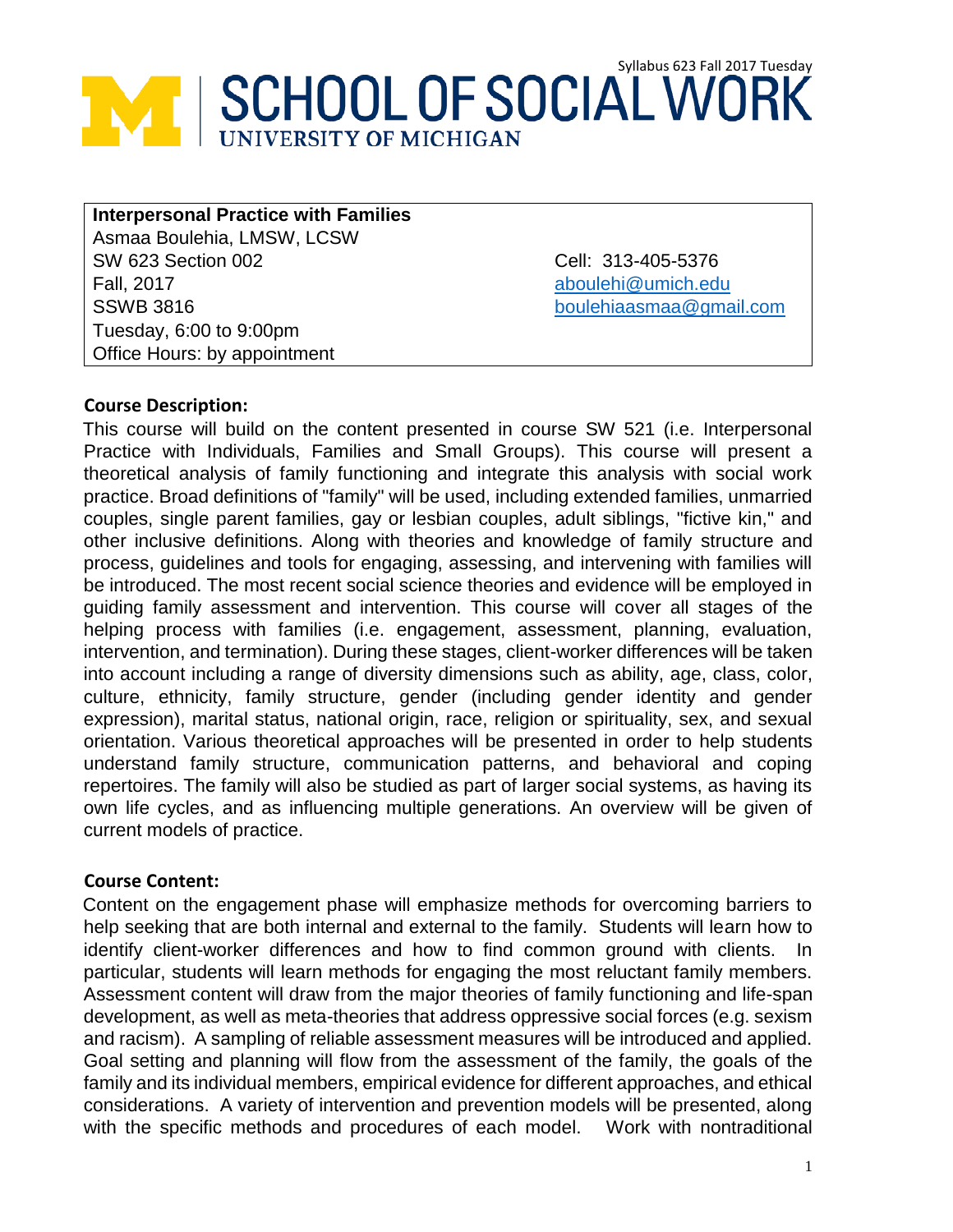# SCHOOL OF SOCIAL WORK
UNIVERSITY OF MICHIGAN

**Interpersonal Practice with Families**
Asmaa Boulehia, LMSW, LCSW
SW 623 Section 002
Fall, 2017
SSWB 3816
Tuesday, 6:00 to 9:00pm
Office Hours: by appointment

Cell: 313-405-5376
aboulehi@umich.edu
boulehiaasmaa@gmail.com

## Course Description:

This course will build on the content presented in course SW 521 (i.e. Interpersonal Practice with Individuals, Families and Small Groups). This course will present a theoretical analysis of family functioning and integrate this analysis with social work practice. Broad definitions of "family" will be used, including extended families, unmarried couples, single parent families, gay or lesbian couples, adult siblings, "fictive kin," and other inclusive definitions. Along with theories and knowledge of family structure and process, guidelines and tools for engaging, assessing, and intervening with families will be introduced. The most recent social science theories and evidence will be employed in guiding family assessment and intervention. This course will cover all stages of the helping process with families (i.e. engagement, assessment, planning, evaluation, intervention, and termination). During these stages, client-worker differences will be taken into account including a range of diversity dimensions such as ability, age, class, color, culture, ethnicity, family structure, gender (including gender identity and gender expression), marital status, national origin, race, religion or spirituality, sex, and sexual orientation. Various theoretical approaches will be presented in order to help students understand family structure, communication patterns, and behavioral and coping repertoires. The family will also be studied as part of larger social systems, as having its own life cycles, and as influencing multiple generations. An overview will be given of current models of practice.

## Course Content:

Content on the engagement phase will emphasize methods for overcoming barriers to help seeking that are both internal and external to the family. Students will learn how to identify client-worker differences and how to find common ground with clients. In particular, students will learn methods for engaging the most reluctant family members. Assessment content will draw from the major theories of family functioning and life-span development, as well as meta-theories that address oppressive social forces (e.g. sexism and racism). A sampling of reliable assessment measures will be introduced and applied. Goal setting and planning will flow from the assessment of the family, the goals of the family and its individual members, empirical evidence for different approaches, and ethical considerations. A variety of intervention and prevention models will be presented, along with the specific methods and procedures of each model. Work with nontraditional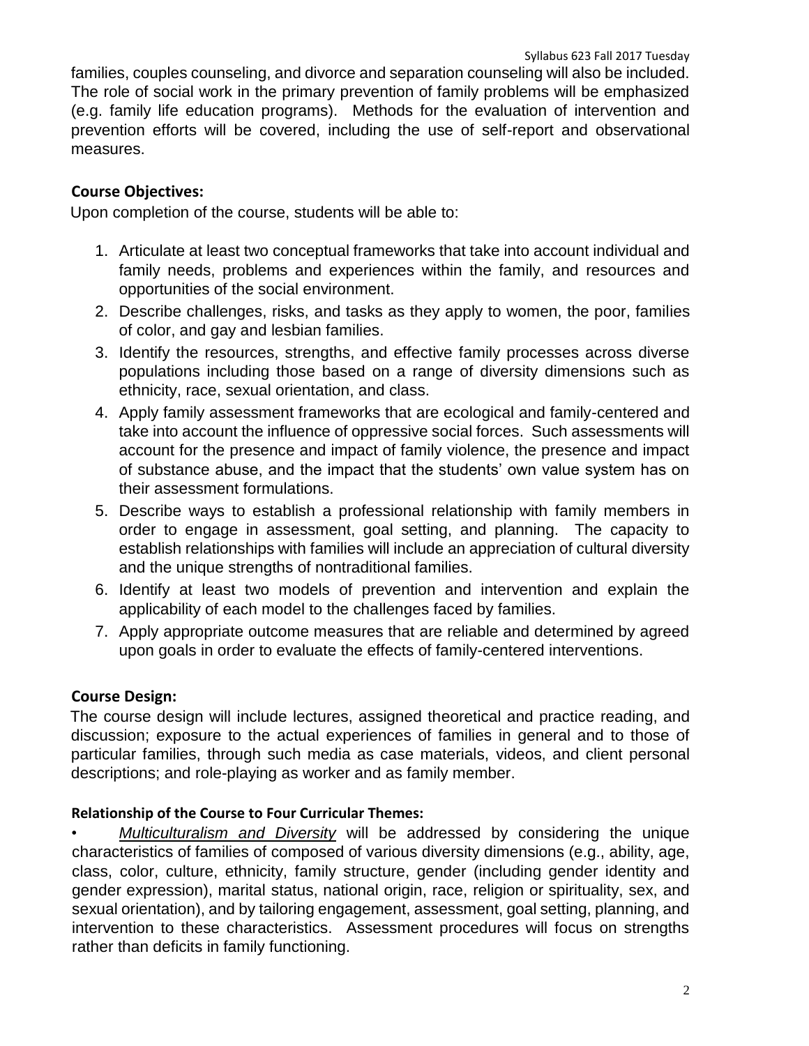families, couples counseling, and divorce and separation counseling will also be included. The role of social work in the primary prevention of family problems will be emphasized (e.g. family life education programs). Methods for the evaluation of intervention and prevention efforts will be covered, including the use of self-report and observational measures.

## Course Objectives:

Upon completion of the course, students will be able to:

1. Articulate at least two conceptual frameworks that take into account individual and family needs, problems and experiences within the family, and resources and opportunities of the social environment.
2. Describe challenges, risks, and tasks as they apply to women, the poor, families of color, and gay and lesbian families.
3. Identify the resources, strengths, and effective family processes across diverse populations including those based on a range of diversity dimensions such as ethnicity, race, sexual orientation, and class.
4. Apply family assessment frameworks that are ecological and family-centered and take into account the influence of oppressive social forces. Such assessments will account for the presence and impact of family violence, the presence and impact of substance abuse, and the impact that the students' own value system has on their assessment formulations.
5. Describe ways to establish a professional relationship with family members in order to engage in assessment, goal setting, and planning. The capacity to establish relationships with families will include an appreciation of cultural diversity and the unique strengths of nontraditional families.
6. Identify at least two models of prevention and intervention and explain the applicability of each model to the challenges faced by families.
7. Apply appropriate outcome measures that are reliable and determined by agreed upon goals in order to evaluate the effects of family-centered interventions.

## Course Design:

The course design will include lectures, assigned theoretical and practice reading, and discussion; exposure to the actual experiences of families in general and to those of particular families, through such media as case materials, videos, and client personal descriptions; and role-playing as worker and as family member.

### Relationship of the Course to Four Curricular Themes:

- *Multiculturalism and Diversity* will be addressed by considering the unique characteristics of families of composed of various diversity dimensions (e.g., ability, age, class, color, culture, ethnicity, family structure, gender (including gender identity and gender expression), marital status, national origin, race, religion or spirituality, sex, and sexual orientation), and by tailoring engagement, assessment, goal setting, planning, and intervention to these characteristics. Assessment procedures will focus on strengths rather than deficits in family functioning.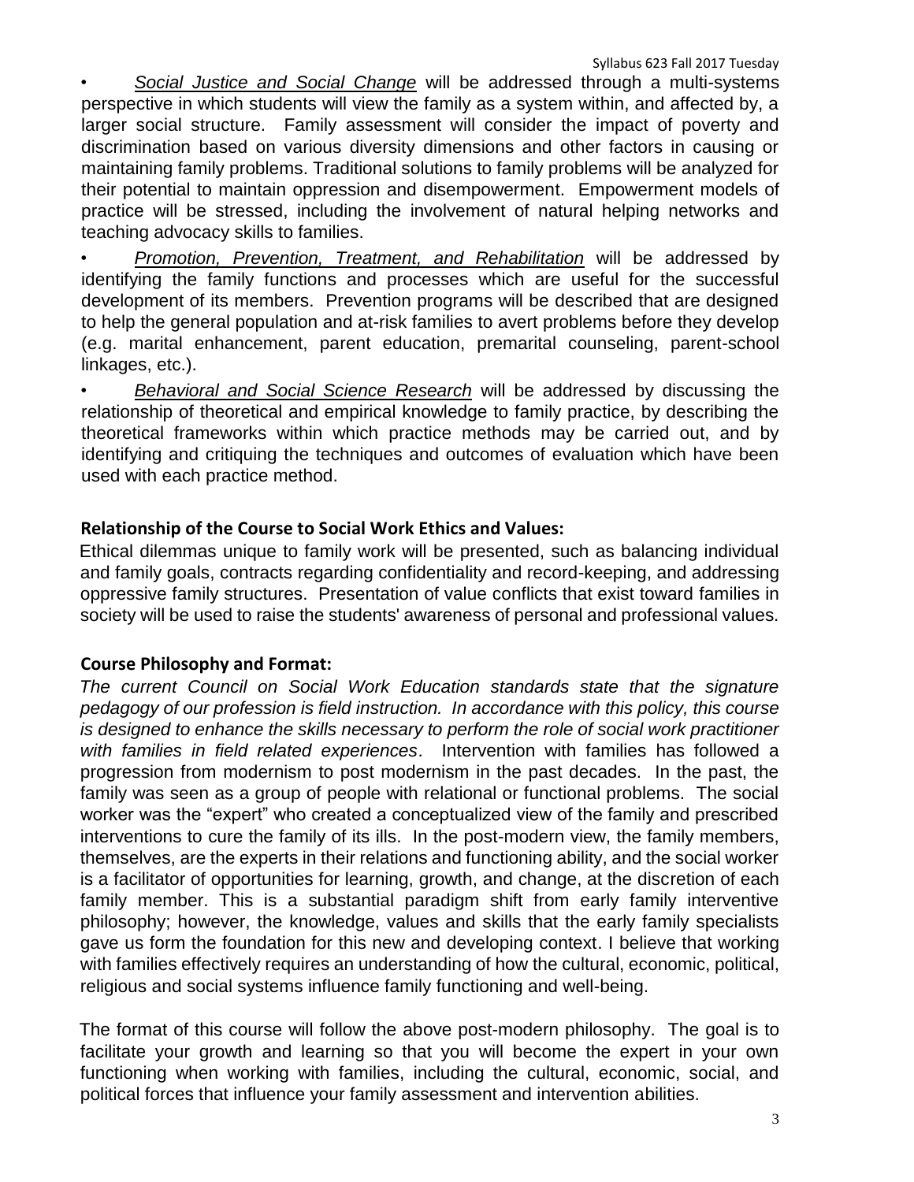- *Social Justice and Social Change* will be addressed through a multi-systems perspective in which students will view the family as a system within, and affected by, a larger social structure. Family assessment will consider the impact of poverty and discrimination based on various diversity dimensions and other factors in causing or maintaining family problems. Traditional solutions to family problems will be analyzed for their potential to maintain oppression and disempowerment. Empowerment models of practice will be stressed, including the involvement of natural helping networks and teaching advocacy skills to families.
- *Promotion, Prevention, Treatment, and Rehabilitation* will be addressed by identifying the family functions and processes which are useful for the successful development of its members. Prevention programs will be described that are designed to help the general population and at-risk families to avert problems before they develop (e.g. marital enhancement, parent education, premarital counseling, parent-school linkages, etc.).
- *Behavioral and Social Science Research* will be addressed by discussing the relationship of theoretical and empirical knowledge to family practice, by describing the theoretical frameworks within which practice methods may be carried out, and by identifying and critiquing the techniques and outcomes of evaluation which have been used with each practice method.

**Relationship of the Course to Social Work Ethics and Values:**

Ethical dilemmas unique to family work will be presented, such as balancing individual and family goals, contracts regarding confidentiality and record-keeping, and addressing oppressive family structures. Presentation of value conflicts that exist toward families in society will be used to raise the students' awareness of personal and professional values.

**Course Philosophy and Format:**

*The current Council on Social Work Education standards state that the signature pedagogy of our profession is field instruction. In accordance with this policy, this course is designed to enhance the skills necessary to perform the role of social work practitioner with families in field related experiences*. Intervention with families has followed a progression from modernism to post modernism in the past decades. In the past, the family was seen as a group of people with relational or functional problems. The social worker was the "expert" who created a conceptualized view of the family and prescribed interventions to cure the family of its ills. In the post-modern view, the family members, themselves, are the experts in their relations and functioning ability, and the social worker is a facilitator of opportunities for learning, growth, and change, at the discretion of each family member. This is a substantial paradigm shift from early family interventive philosophy; however, the knowledge, values and skills that the early family specialists gave us form the foundation for this new and developing context. I believe that working with families effectively requires an understanding of how the cultural, economic, political, religious and social systems influence family functioning and well-being.

The format of this course will follow the above post-modern philosophy. The goal is to facilitate your growth and learning so that you will become the expert in your own functioning when working with families, including the cultural, economic, social, and political forces that influence your family assessment and intervention abilities.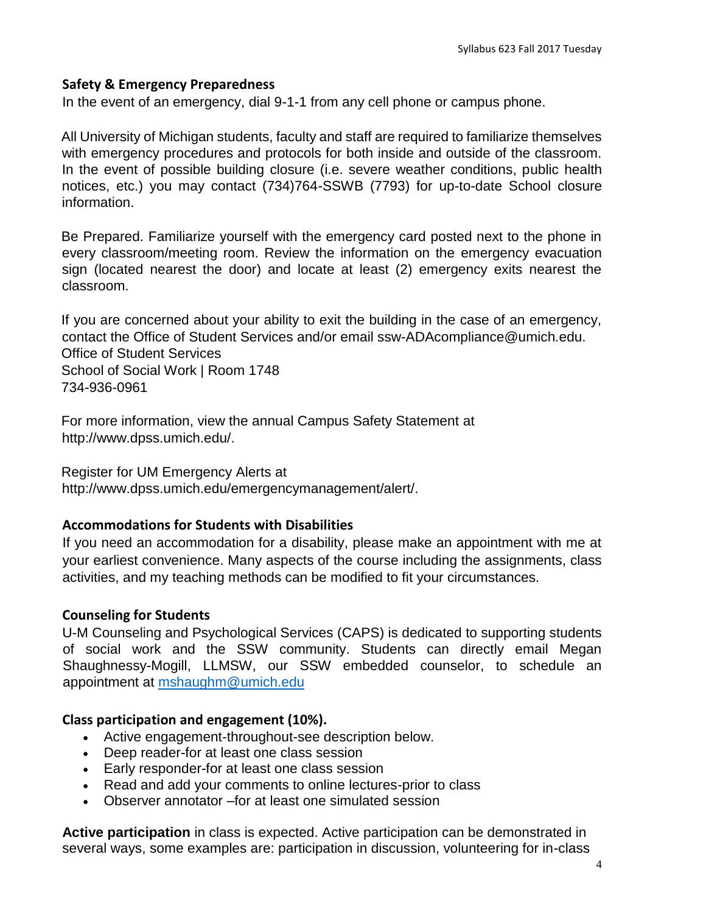### Safety & Emergency Preparedness

In the event of an emergency, dial 9-1-1 from any cell phone or campus phone.

All University of Michigan students, faculty and staff are required to familiarize themselves with emergency procedures and protocols for both inside and outside of the classroom. In the event of possible building closure (i.e. severe weather conditions, public health notices, etc.) you may contact (734)764-SSWB (7793) for up-to-date School closure information.

Be Prepared. Familiarize yourself with the emergency card posted next to the phone in every classroom/meeting room. Review the information on the emergency evacuation sign (located nearest the door) and locate at least (2) emergency exits nearest the classroom.

If you are concerned about your ability to exit the building in the case of an emergency, contact the Office of Student Services and/or email ssw-ADAcompliance@umich.edu.
Office of Student Services
School of Social Work | Room 1748
734-936-0961

For more information, view the annual Campus Safety Statement at http://www.dpss.umich.edu/.

Register for UM Emergency Alerts at http://www.dpss.umich.edu/emergencymanagement/alert/.

### Accommodations for Students with Disabilities

If you need an accommodation for a disability, please make an appointment with me at your earliest convenience. Many aspects of the course including the assignments, class activities, and my teaching methods can be modified to fit your circumstances.

### Counseling for Students

U-M Counseling and Psychological Services (CAPS) is dedicated to supporting students of social work and the SSW community. Students can directly email Megan Shaughnessy-Mogill, LLMSW, our SSW embedded counselor, to schedule an appointment at mshaughm@umich.edu

### Class participation and engagement (10%).

- Active engagement-throughout-see description below.
- Deep reader-for at least one class session
- Early responder-for at least one class session
- Read and add your comments to online lectures-prior to class
- Observer annotator –for at least one simulated session

**Active participation** in class is expected. Active participation can be demonstrated in several ways, some examples are: participation in discussion, volunteering for in-class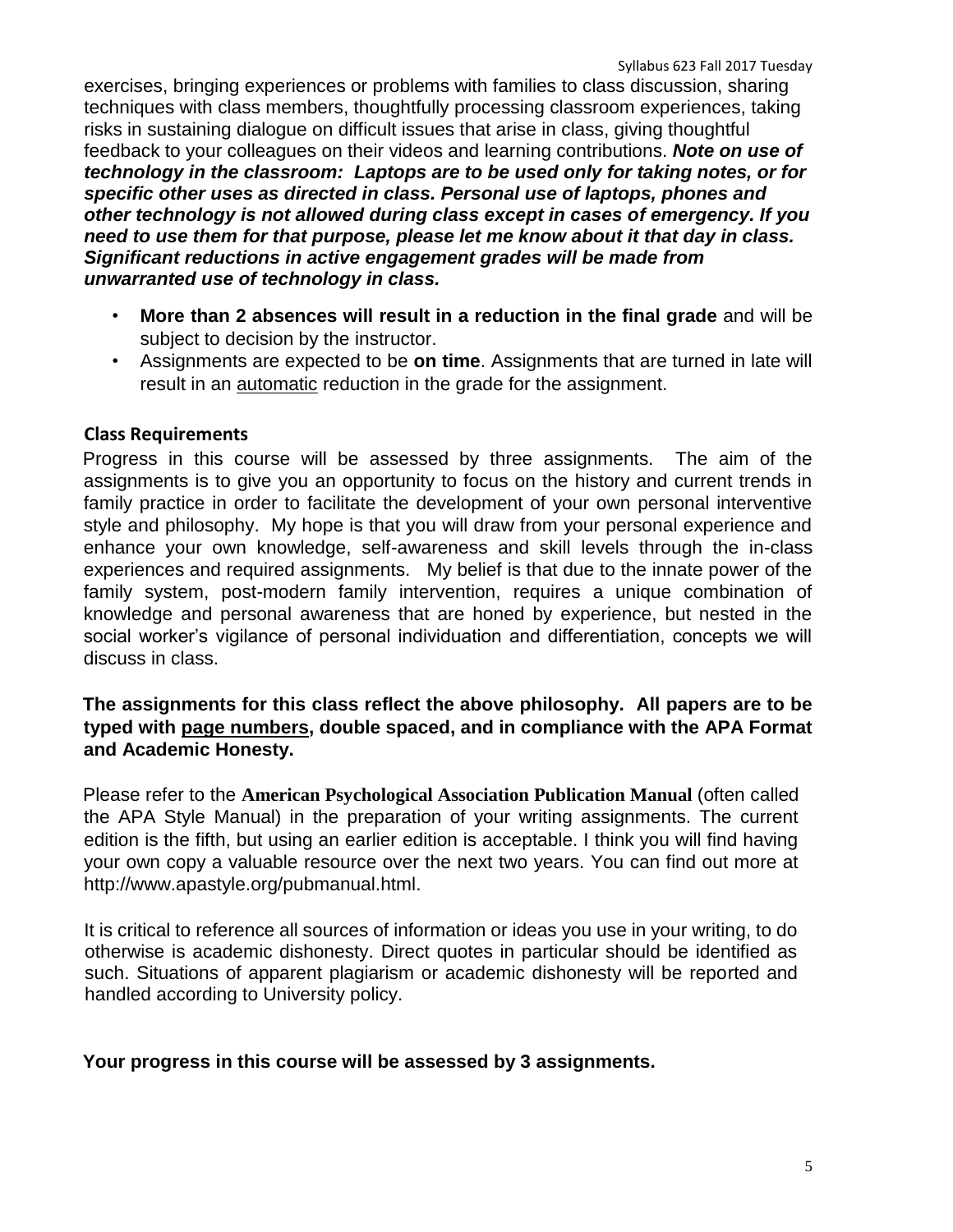exercises, bringing experiences or problems with families to class discussion, sharing techniques with class members, thoughtfully processing classroom experiences, taking risks in sustaining dialogue on difficult issues that arise in class, giving thoughtful feedback to your colleagues on their videos and learning contributions. ***Note on use of technology in the classroom: Laptops are to be used only for taking notes, or for specific other uses as directed in class. Personal use of laptops, phones and other technology is not allowed during class except in cases of emergency. If you need to use them for that purpose, please let me know about it that day in class. Significant reductions in active engagement grades will be made from unwarranted use of technology in class.***

- **More than 2 absences will result in a reduction in the final grade** and will be subject to decision by the instructor.
- Assignments are expected to be **on time**. Assignments that are turned in late will result in an <u>automatic</u> reduction in the grade for the assignment.

**Class Requirements**

Progress in this course will be assessed by three assignments. The aim of the assignments is to give you an opportunity to focus on the history and current trends in family practice in order to facilitate the development of your own personal interventive style and philosophy. My hope is that you will draw from your personal experience and enhance your own knowledge, self-awareness and skill levels through the in-class experiences and required assignments. My belief is that due to the innate power of the family system, post-modern family intervention, requires a unique combination of knowledge and personal awareness that are honed by experience, but nested in the social worker's vigilance of personal individuation and differentiation, concepts we will discuss in class.

**The assignments for this class reflect the above philosophy. All papers are to be typed with <u>page numbers</u>, double spaced, and in compliance with the APA Format and Academic Honesty.**

Please refer to the **American Psychological Association Publication Manual** (often called the APA Style Manual) in the preparation of your writing assignments. The current edition is the fifth, but using an earlier edition is acceptable. I think you will find having your own copy a valuable resource over the next two years. You can find out more at http://www.apastyle.org/pubmanual.html.

It is critical to reference all sources of information or ideas you use in your writing, to do otherwise is academic dishonesty. Direct quotes in particular should be identified as such. Situations of apparent plagiarism or academic dishonesty will be reported and handled according to University policy.

**Your progress in this course will be assessed by 3 assignments.**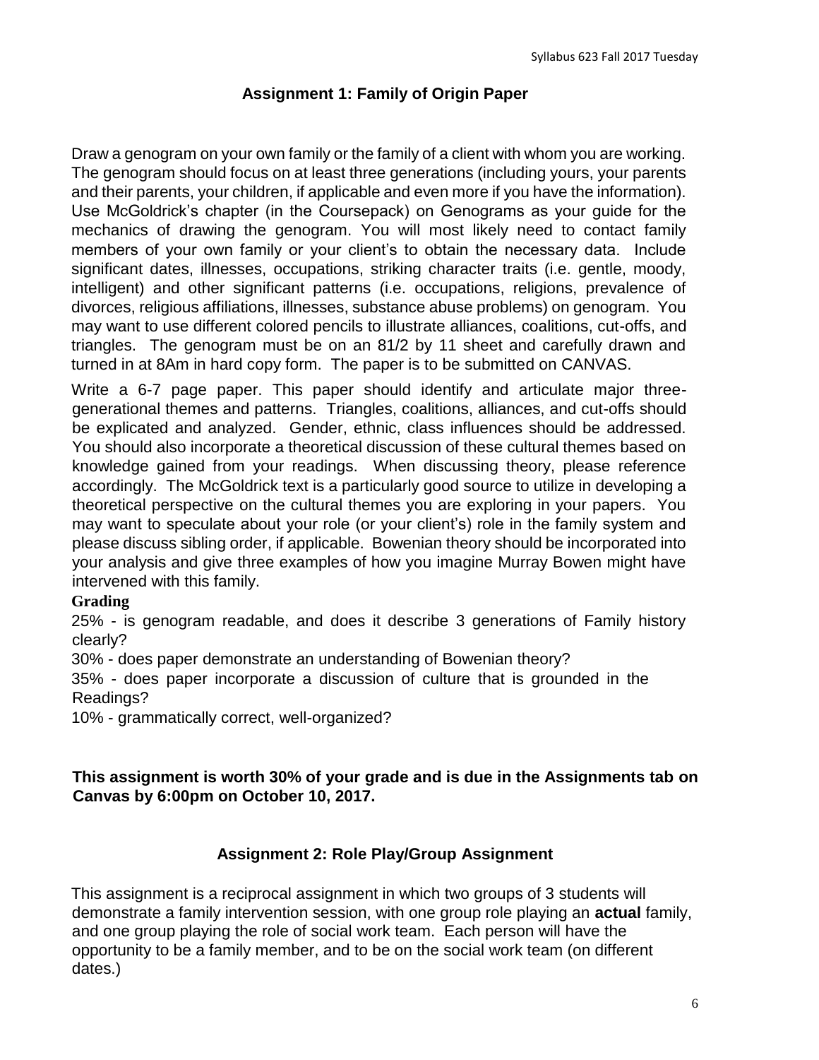## Assignment 1: Family of Origin Paper

Draw a genogram on your own family or the family of a client with whom you are working. The genogram should focus on at least three generations (including yours, your parents and their parents, your children, if applicable and even more if you have the information). Use McGoldrick's chapter (in the Coursepack) on Genograms as your guide for the mechanics of drawing the genogram. You will most likely need to contact family members of your own family or your client's to obtain the necessary data. Include significant dates, illnesses, occupations, striking character traits (i.e. gentle, moody, intelligent) and other significant patterns (i.e. occupations, religions, prevalence of divorces, religious affiliations, illnesses, substance abuse problems) on genogram. You may want to use different colored pencils to illustrate alliances, coalitions, cut-offs, and triangles. The genogram must be on an 81/2 by 11 sheet and carefully drawn and turned in at 8Am in hard copy form. The paper is to be submitted on CANVAS.

Write a 6-7 page paper. This paper should identify and articulate major three-generational themes and patterns. Triangles, coalitions, alliances, and cut-offs should be explicated and analyzed. Gender, ethnic, class influences should be addressed. You should also incorporate a theoretical discussion of these cultural themes based on knowledge gained from your readings. When discussing theory, please reference accordingly. The McGoldrick text is a particularly good source to utilize in developing a theoretical perspective on the cultural themes you are exploring in your papers. You may want to speculate about your role (or your client's) role in the family system and please discuss sibling order, if applicable. Bowenian theory should be incorporated into your analysis and give three examples of how you imagine Murray Bowen might have intervened with this family.

**Grading**

25% - is genogram readable, and does it describe 3 generations of Family history clearly?

30% - does paper demonstrate an understanding of Bowenian theory?

35% - does paper incorporate a discussion of culture that is grounded in the Readings?

10% - grammatically correct, well-organized?

**This assignment is worth 30% of your grade and is due in the Assignments tab on Canvas by 6:00pm on October 10, 2017.**

## Assignment 2: Role Play/Group Assignment

This assignment is a reciprocal assignment in which two groups of 3 students will demonstrate a family intervention session, with one group role playing an **actual** family, and one group playing the role of social work team. Each person will have the opportunity to be a family member, and to be on the social work team (on different dates.)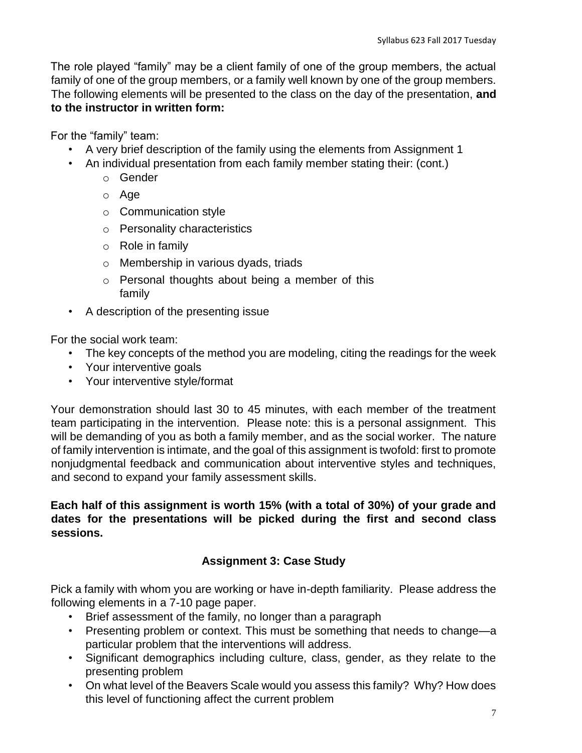The role played "family" may be a client family of one of the group members, the actual family of one of the group members, or a family well known by one of the group members. The following elements will be presented to the class on the day of the presentation, **and to the instructor in written form:**

For the "family" team:

- A very brief description of the family using the elements from Assignment 1
- An individual presentation from each family member stating their: (cont.)
  - Gender
  - Age
  - Communication style
  - Personality characteristics
  - Role in family
  - Membership in various dyads, triads
  - Personal thoughts about being a member of this family
- A description of the presenting issue

For the social work team:

- The key concepts of the method you are modeling, citing the readings for the week
- Your interventive goals
- Your interventive style/format

Your demonstration should last 30 to 45 minutes, with each member of the treatment team participating in the intervention. Please note: this is a personal assignment. This will be demanding of you as both a family member, and as the social worker. The nature of family intervention is intimate, and the goal of this assignment is twofold: first to promote nonjudgmental feedback and communication about interventive styles and techniques, and second to expand your family assessment skills.

**Each half of this assignment is worth 15% (with a total of 30%) of your grade and dates for the presentations will be picked during the first and second class sessions.**

### Assignment 3: Case Study

Pick a family with whom you are working or have in-depth familiarity. Please address the following elements in a 7-10 page paper.

- Brief assessment of the family, no longer than a paragraph
- Presenting problem or context. This must be something that needs to change—a particular problem that the interventions will address.
- Significant demographics including culture, class, gender, as they relate to the presenting problem
- On what level of the Beavers Scale would you assess this family? Why? How does this level of functioning affect the current problem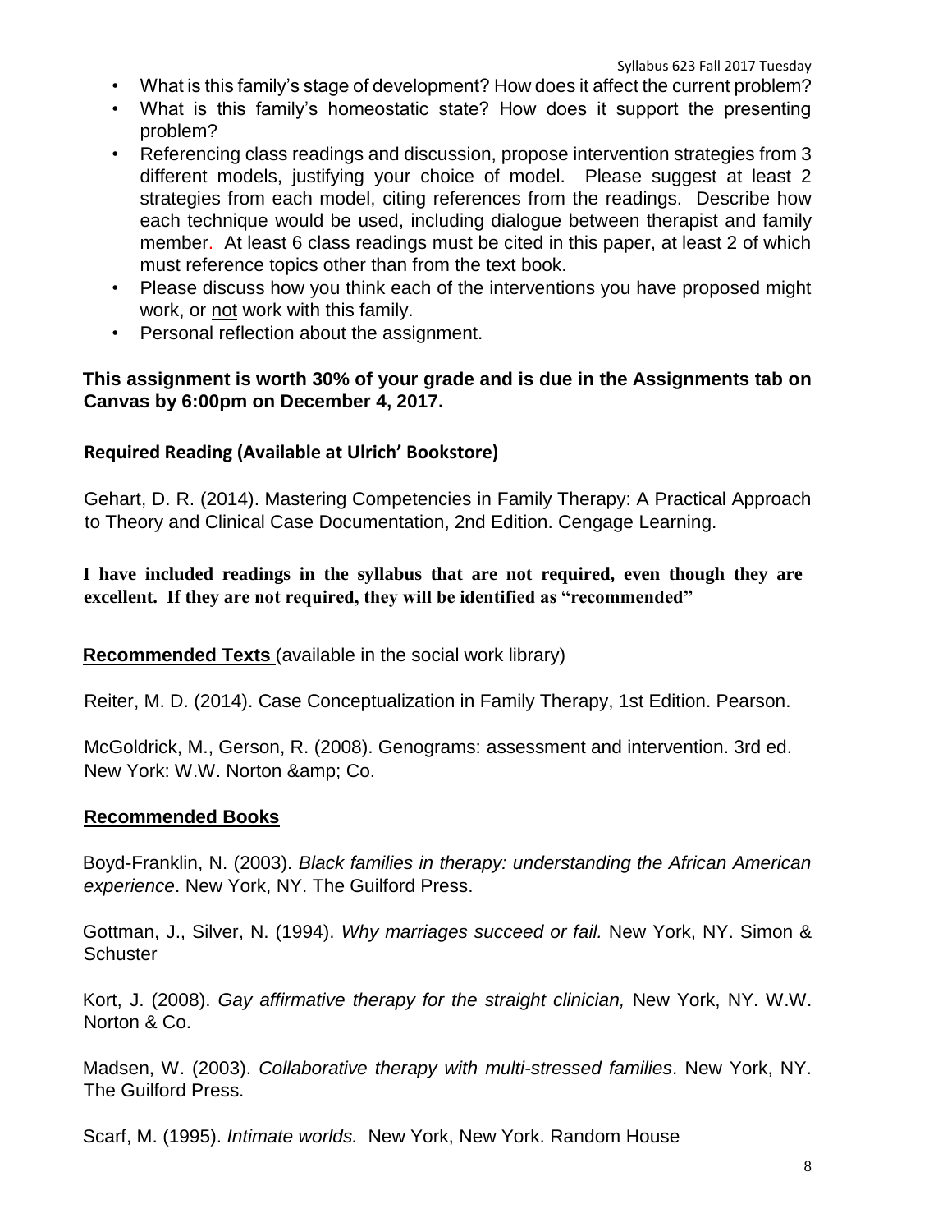- What is this family's stage of development? How does it affect the current problem?
- What is this family's homeostatic state? How does it support the presenting problem?
- Referencing class readings and discussion, propose intervention strategies from 3 different models, justifying your choice of model. Please suggest at least 2 strategies from each model, citing references from the readings. Describe how each technique would be used, including dialogue between therapist and family member. At least 6 class readings must be cited in this paper, at least 2 of which must reference topics other than from the text book.
- Please discuss how you think each of the interventions you have proposed might work, or not work with this family.
- Personal reflection about the assignment.

**This assignment is worth 30% of your grade and is due in the Assignments tab on Canvas by 6:00pm on December 4, 2017.**

**Required Reading (Available at Ulrich' Bookstore)**

Gehart, D. R. (2014). Mastering Competencies in Family Therapy: A Practical Approach to Theory and Clinical Case Documentation, 2nd Edition. Cengage Learning.

**I have included readings in the syllabus that are not required, even though they are excellent. If they are not required, they will be identified as "recommended"**

**Recommended Texts** (available in the social work library)

Reiter, M. D. (2014). Case Conceptualization in Family Therapy, 1st Edition. Pearson.

McGoldrick, M., Gerson, R. (2008). Genograms: assessment and intervention. 3rd ed. New York: W.W. Norton &amp; Co.

**Recommended Books**

Boyd-Franklin, N. (2003). *Black families in therapy: understanding the African American experience*. New York, NY. The Guilford Press.

Gottman, J., Silver, N. (1994). *Why marriages succeed or fail.* New York, NY. Simon & Schuster

Kort, J. (2008). *Gay affirmative therapy for the straight clinician,* New York, NY. W.W. Norton & Co.

Madsen, W. (2003). *Collaborative therapy with multi-stressed families*. New York, NY. The Guilford Press.

Scarf, M. (1995). *Intimate worlds.* New York, New York. Random House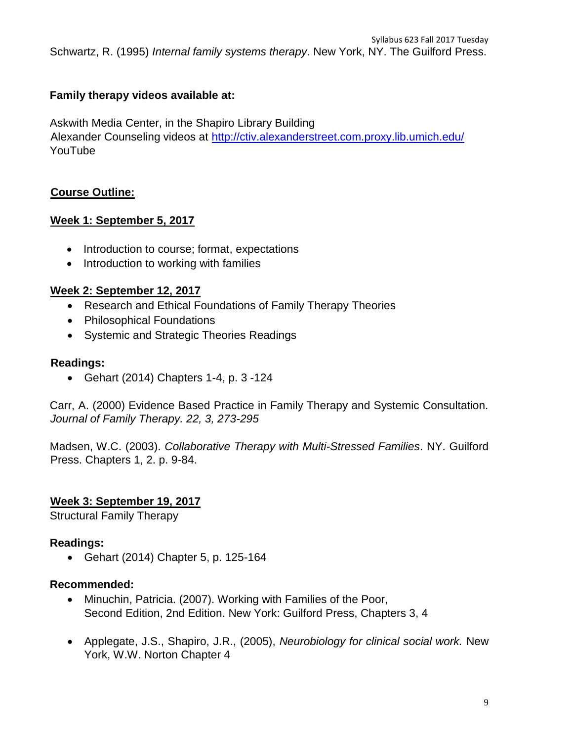Schwartz, R. (1995) *Internal family systems therapy*. New York, NY. The Guilford Press.

**Family therapy videos available at:**

Askwith Media Center, in the Shapiro Library Building
Alexander Counseling videos at http://ctiv.alexanderstreet.com.proxy.lib.umich.edu/
YouTube

## Course Outline:

### Week 1: September 5, 2017

- Introduction to course; format, expectations
- Introduction to working with families

### Week 2: September 12, 2017

- Research and Ethical Foundations of Family Therapy Theories
- Philosophical Foundations
- Systemic and Strategic Theories Readings

**Readings:**

- Gehart (2014) Chapters 1-4, p. 3 -124

Carr, A. (2000) Evidence Based Practice in Family Therapy and Systemic Consultation. *Journal of Family Therapy. 22, 3, 273-295*

Madsen, W.C. (2003). *Collaborative Therapy with Multi-Stressed Families*. NY. Guilford Press. Chapters 1, 2. p. 9-84.

### Week 3: September 19, 2017

Structural Family Therapy

**Readings:**

- Gehart (2014) Chapter 5, p. 125-164

**Recommended:**

- Minuchin, Patricia. (2007). Working with Families of the Poor, Second Edition, 2nd Edition. New York: Guilford Press, Chapters 3, 4
- Applegate, J.S., Shapiro, J.R., (2005), *Neurobiology for clinical social work.* New York, W.W. Norton Chapter 4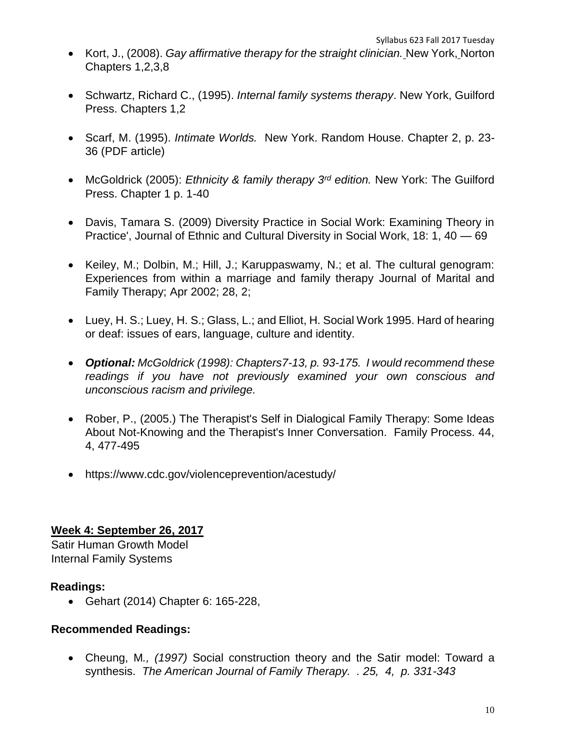- Kort, J., (2008). *Gay affirmative therapy for the straight clinician.* New York, Norton Chapters 1,2,3,8

- Schwartz, Richard C., (1995). *Internal family systems therapy*. New York, Guilford Press. Chapters 1,2

- Scarf, M. (1995). *Intimate Worlds.* New York. Random House. Chapter 2, p. 23-36 (PDF article)

- McGoldrick (2005): *Ethnicity & family therapy 3rd edition.* New York: The Guilford Press. Chapter 1 p. 1-40

- Davis, Tamara S. (2009) Diversity Practice in Social Work: Examining Theory in Practice', Journal of Ethnic and Cultural Diversity in Social Work, 18: 1, 40 — 69

- Keiley, M.; Dolbin, M.; Hill, J.; Karuppaswamy, N.; et al. The cultural genogram: Experiences from within a marriage and family therapy Journal of Marital and Family Therapy; Apr 2002; 28, 2;

- Luey, H. S.; Luey, H. S.; Glass, L.; and Elliot, H. Social Work 1995. Hard of hearing or deaf: issues of ears, language, culture and identity.

- ***Optional:*** *McGoldrick (1998): Chapters7-13, p. 93-175. I would recommend these readings if you have not previously examined your own conscious and unconscious racism and privilege.*

- Rober, P., (2005.) The Therapist's Self in Dialogical Family Therapy: Some Ideas About Not-Knowing and the Therapist's Inner Conversation. Family Process. 44, 4, 477-495

- https://www.cdc.gov/violenceprevention/acestudy/

**Week 4: September 26, 2017**

Satir Human Growth Model
Internal Family Systems

**Readings:**

- Gehart (2014) Chapter 6: 165-228,

**Recommended Readings:**

- Cheung, M*., (1997)* Social construction theory and the Satir model: Toward a synthesis. *The American Journal of Family Therapy. . 25, 4, p. 331-343*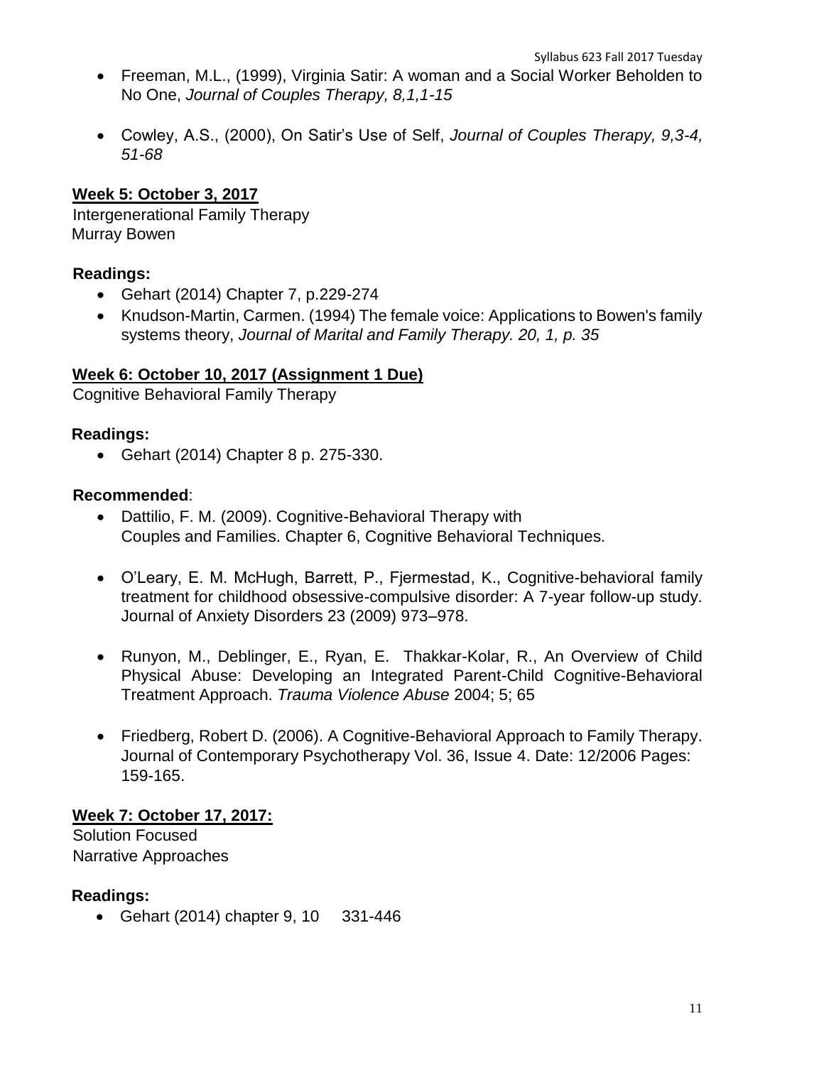- Freeman, M.L., (1999), Virginia Satir: A woman and a Social Worker Beholden to No One, *Journal of Couples Therapy, 8,1,1-15*

- Cowley, A.S., (2000), On Satir's Use of Self, *Journal of Couples Therapy, 9,3-4, 51-68*

**Week 5: October 3, 2017**

Intergenerational Family Therapy
Murray Bowen

**Readings:**

- Gehart (2014) Chapter 7, p.229-274
- Knudson-Martin, Carmen. (1994) The female voice: Applications to Bowen's family systems theory, *Journal of Marital and Family Therapy. 20, 1, p. 35*

**Week 6: October 10, 2017 (Assignment 1 Due)**

Cognitive Behavioral Family Therapy

**Readings:**

- Gehart (2014) Chapter 8 p. 275-330.

**Recommended**:

- Dattilio, F. M. (2009). Cognitive-Behavioral Therapy with Couples and Families. Chapter 6, Cognitive Behavioral Techniques.

- O'Leary, E. M. McHugh, Barrett, P., Fjermestad, K., Cognitive-behavioral family treatment for childhood obsessive-compulsive disorder: A 7-year follow-up study. Journal of Anxiety Disorders 23 (2009) 973–978.

- Runyon, M., Deblinger, E., Ryan, E. Thakkar-Kolar, R., An Overview of Child Physical Abuse: Developing an Integrated Parent-Child Cognitive-Behavioral Treatment Approach. *Trauma Violence Abuse* 2004; 5; 65

- Friedberg, Robert D. (2006). A Cognitive-Behavioral Approach to Family Therapy. Journal of Contemporary Psychotherapy Vol. 36, Issue 4. Date: 12/2006 Pages: 159-165.

**Week 7: October 17, 2017:**

Solution Focused
Narrative Approaches

**Readings:**

- Gehart (2014) chapter 9, 10 331-446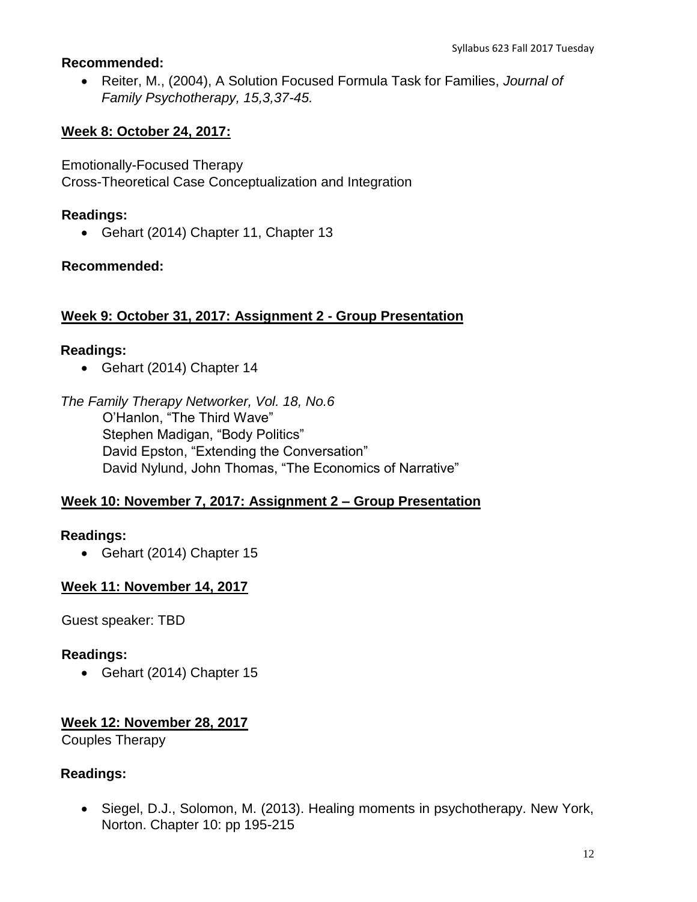**Recommended:**

- Reiter, M., (2004), A Solution Focused Formula Task for Families, *Journal of Family Psychotherapy, 15,3,37-45.*

## Week 8: October 24, 2017:

Emotionally-Focused Therapy
Cross-Theoretical Case Conceptualization and Integration

**Readings:**

- Gehart (2014) Chapter 11, Chapter 13

**Recommended:**

## Week 9: October 31, 2017: Assignment 2 - Group Presentation

**Readings:**

- Gehart (2014) Chapter 14

*The Family Therapy Networker, Vol. 18, No.6*

O'Hanlon, "The Third Wave"
Stephen Madigan, "Body Politics"
David Epston, "Extending the Conversation"
David Nylund, John Thomas, "The Economics of Narrative"

## Week 10: November 7, 2017: Assignment 2 – Group Presentation

**Readings:**

- Gehart (2014) Chapter 15

## Week 11: November 14, 2017

Guest speaker: TBD

**Readings:**

- Gehart (2014) Chapter 15

## Week 12: November 28, 2017

Couples Therapy

**Readings:**

- Siegel, D.J., Solomon, M. (2013). Healing moments in psychotherapy. New York, Norton. Chapter 10: pp 195-215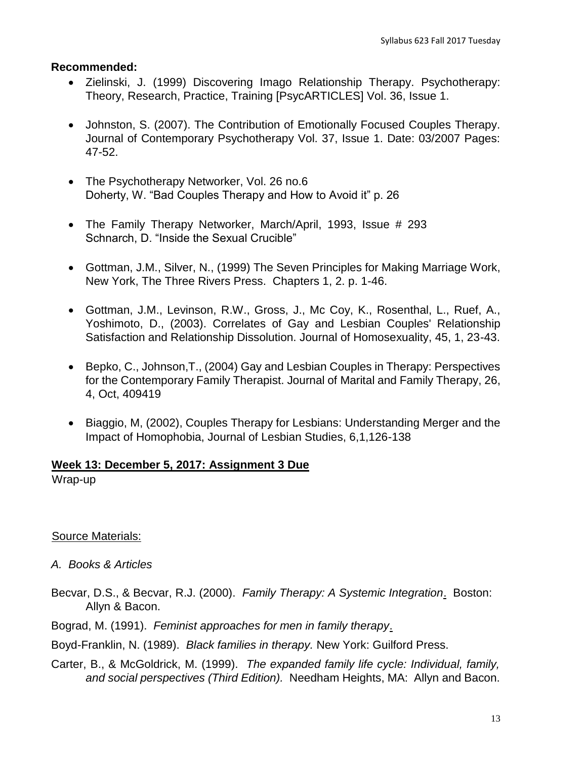**Recommended:**

- Zielinski, J. (1999) Discovering Imago Relationship Therapy. Psychotherapy: Theory, Research, Practice, Training [PsycARTICLES] Vol. 36, Issue 1.
- Johnston, S. (2007). The Contribution of Emotionally Focused Couples Therapy. Journal of Contemporary Psychotherapy Vol. 37, Issue 1. Date: 03/2007 Pages: 47-52.
- The Psychotherapy Networker, Vol. 26 no.6
  Doherty, W. "Bad Couples Therapy and How to Avoid it" p. 26
- The Family Therapy Networker, March/April, 1993, Issue # 293
  Schnarch, D. "Inside the Sexual Crucible"
- Gottman, J.M., Silver, N., (1999) The Seven Principles for Making Marriage Work, New York, The Three Rivers Press. Chapters 1, 2. p. 1-46.
- Gottman, J.M., Levinson, R.W., Gross, J., Mc Coy, K., Rosenthal, L., Ruef, A., Yoshimoto, D., (2003). Correlates of Gay and Lesbian Couples' Relationship Satisfaction and Relationship Dissolution. Journal of Homosexuality, 45, 1, 23-43.
- Bepko, C., Johnson,T., (2004) Gay and Lesbian Couples in Therapy: Perspectives for the Contemporary Family Therapist. Journal of Marital and Family Therapy, 26, 4, Oct, 409419
- Biaggio, M, (2002), Couples Therapy for Lesbians: Understanding Merger and the Impact of Homophobia, Journal of Lesbian Studies, 6,1,126-138

**Week 13: December 5, 2017: Assignment 3 Due**

Wrap-up

Source Materials:

*A. Books & Articles*

Becvar, D.S., & Becvar, R.J. (2000). *Family Therapy: A Systemic Integration*. Boston: Allyn & Bacon.

Bograd, M. (1991). *Feminist approaches for men in family therapy*.

Boyd-Franklin, N. (1989). *Black families in therapy.* New York: Guilford Press.

Carter, B., & McGoldrick, M. (1999). *The expanded family life cycle: Individual, family, and social perspectives (Third Edition).* Needham Heights, MA: Allyn and Bacon.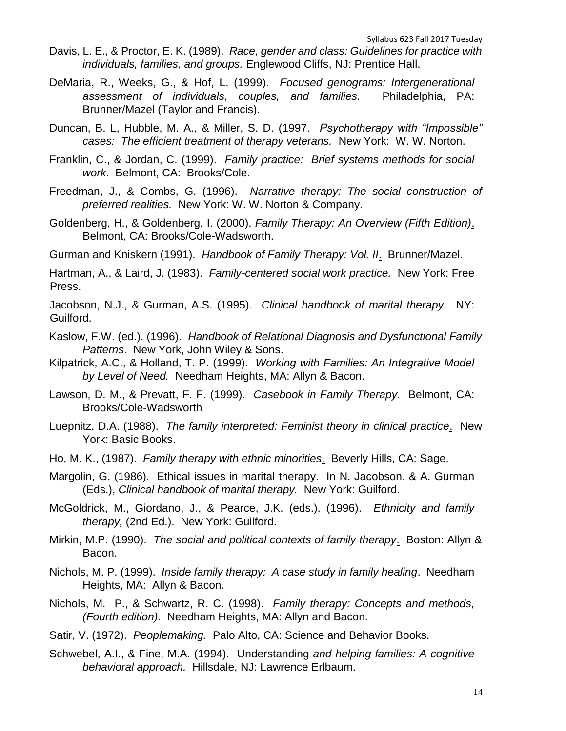Davis, L. E., & Proctor, E. K. (1989). *Race, gender and class: Guidelines for practice with individuals, families, and groups.* Englewood Cliffs, NJ: Prentice Hall.

DeMaria, R., Weeks, G., & Hof, L. (1999). *Focused genograms: Intergenerational assessment of individuals, couples, and families.* Philadelphia, PA: Brunner/Mazel (Taylor and Francis).

Duncan, B. L, Hubble, M. A., & Miller, S. D. (1997. *Psychotherapy with "Impossible" cases: The efficient treatment of therapy veterans.* New York: W. W. Norton.

Franklin, C., & Jordan, C. (1999). *Family practice: Brief systems methods for social work*. Belmont, CA: Brooks/Cole.

Freedman, J., & Combs, G. (1996). *Narrative therapy: The social construction of preferred realities.* New York: W. W. Norton & Company.

Goldenberg, H., & Goldenberg, I. (2000). *Family Therapy: An Overview (Fifth Edition).* Belmont, CA: Brooks/Cole-Wadsworth.

Gurman and Kniskern (1991). *Handbook of Family Therapy: Vol. II.* Brunner/Mazel.

Hartman, A., & Laird, J. (1983). *Family-centered social work practice.* New York: Free Press.

Jacobson, N.J., & Gurman, A.S. (1995). *Clinical handbook of marital therapy.* NY: Guilford.

Kaslow, F.W. (ed.). (1996). *Handbook of Relational Diagnosis and Dysfunctional Family Patterns*. New York, John Wiley & Sons.

Kilpatrick, A.C., & Holland, T. P. (1999). *Working with Families: An Integrative Model by Level of Need.* Needham Heights, MA: Allyn & Bacon.

Lawson, D. M., & Prevatt, F. F. (1999). *Casebook in Family Therapy.* Belmont, CA: Brooks/Cole-Wadsworth

Luepnitz, D.A. (1988). *The family interpreted: Feminist theory in clinical practice.* New York: Basic Books.

Ho, M. K., (1987). *Family therapy with ethnic minorities.* Beverly Hills, CA: Sage.

Margolin, G. (1986). Ethical issues in marital therapy. In N. Jacobson, & A. Gurman (Eds.), *Clinical handbook of marital therapy.* New York: Guilford.

McGoldrick, M., Giordano, J., & Pearce, J.K. (eds.). (1996). *Ethnicity and family therapy,* (2nd Ed.). New York: Guilford.

Mirkin, M.P. (1990). *The social and political contexts of family therapy.* Boston: Allyn & Bacon.

Nichols, M. P. (1999). *Inside family therapy: A case study in family healing*. Needham Heights, MA: Allyn & Bacon.

Nichols, M. P., & Schwartz, R. C. (1998). *Family therapy: Concepts and methods, (Fourth edition).* Needham Heights, MA: Allyn and Bacon.

Satir, V. (1972). *Peoplemaking.* Palo Alto, CA: Science and Behavior Books.

Schwebel, A.I., & Fine, M.A. (1994). Understanding *and helping families: A cognitive behavioral approach.* Hillsdale, NJ: Lawrence Erlbaum.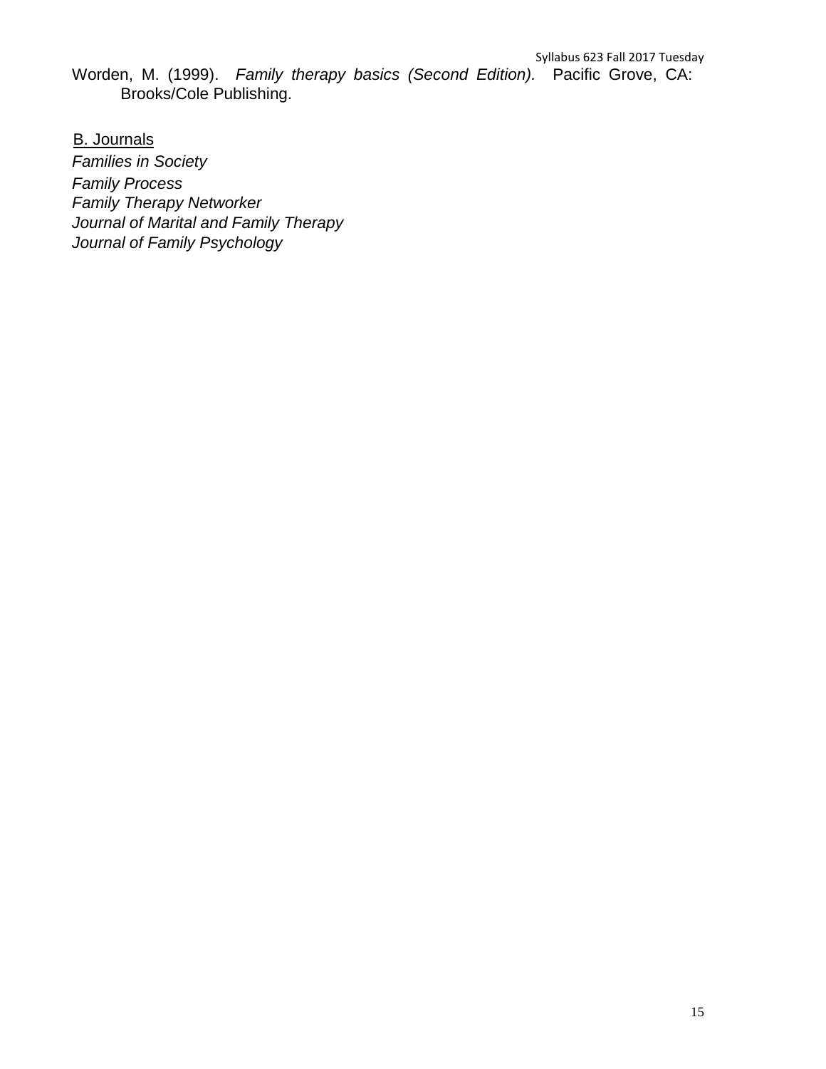Worden, M. (1999). *Family therapy basics (Second Edition).* Pacific Grove, CA: Brooks/Cole Publishing.

B. Journals

*Families in Society*

*Family Process*

*Family Therapy Networker*

*Journal of Marital and Family Therapy*

*Journal of Family Psychology*